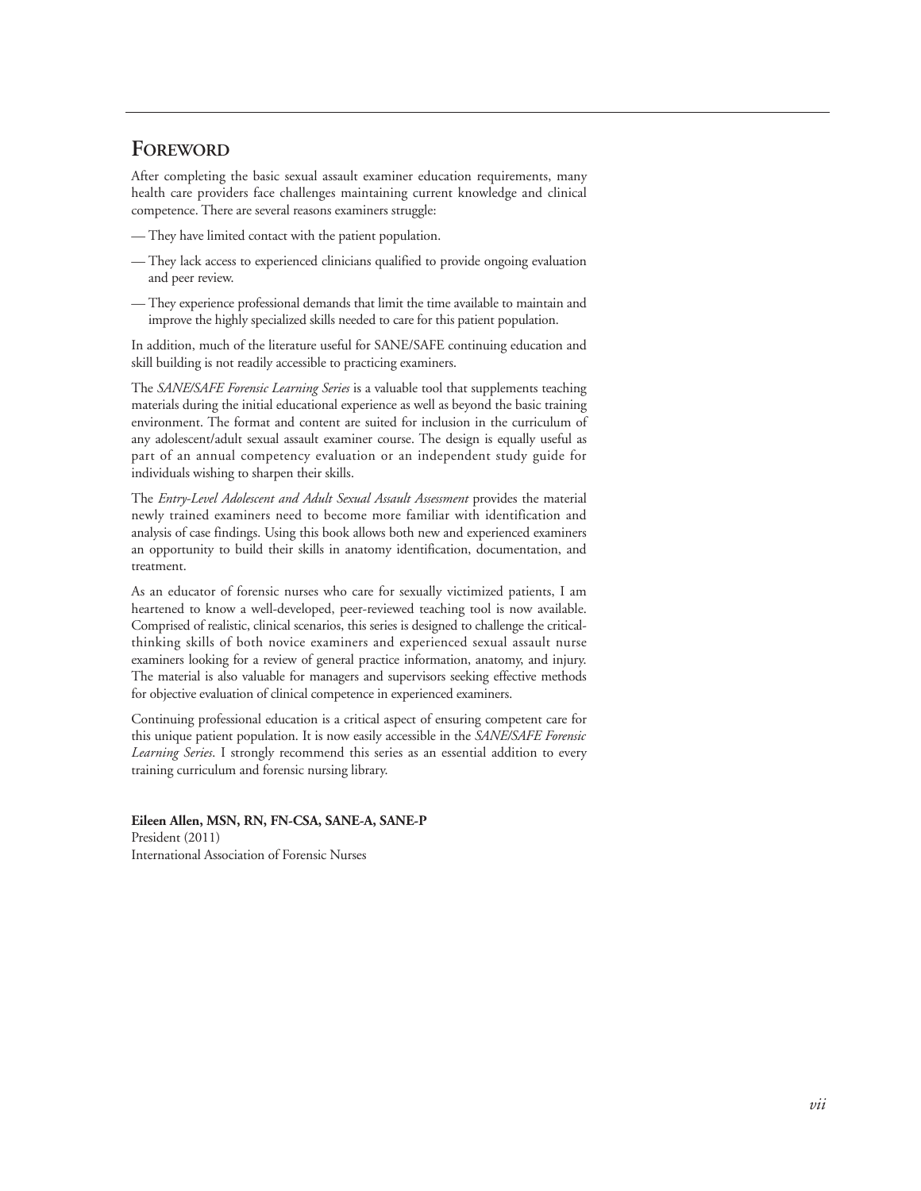# Foreword

After completing the basic sexual assault examiner education requirements, many health care providers face challenges maintaining current knowledge and clinical competence. There are several reasons examiners struggle:

— They have limited contact with the patient population.

— They lack access to experienced clinicians qualified to provide ongoing evaluation and peer review.

— They experience professional demands that limit the time available to maintain and improve the highly specialized skills needed to care for this patient population.

In addition, much of the literature useful for SANE/SAFE continuing education and skill building is not readily accessible to practicing examiners.

The *SANE/SAFE Forensic Learning Series* is a valuable tool that supplements teaching materials during the initial educational experience as well as beyond the basic training environment. The format and content are suited for inclusion in the curriculum of any adolescent/adult sexual assault examiner course. The design is equally useful as part of an annual competency evaluation or an independent study guide for individuals wishing to sharpen their skills.

The *Entry-Level Adolescent and Adult Sexual Assault Assessment* provides the material newly trained examiners need to become more familiar with identification and analysis of case findings. Using this book allows both new and experienced examiners an opportunity to build their skills in anatomy identification, documentation, and treatment.

As an educator of forensic nurses who care for sexually victimized patients, I am heartened to know a well-developed, peer-reviewed teaching tool is now available. Comprised of realistic, clinical scenarios, this series is designed to challenge the critical-thinking skills of both novice examiners and experienced sexual assault nurse examiners looking for a review of general practice information, anatomy, and injury. The material is also valuable for managers and supervisors seeking effective methods for objective evaluation of clinical competence in experienced examiners.

Continuing professional education is a critical aspect of ensuring competent care for this unique patient population. It is now easily accessible in the *SANE/SAFE Forensic Learning Series*. I strongly recommend this series as an essential addition to every training curriculum and forensic nursing library.

**Eileen Allen, MSN, RN, FN-CSA, SANE-A, SANE-P**
President (2011)
International Association of Forensic Nurses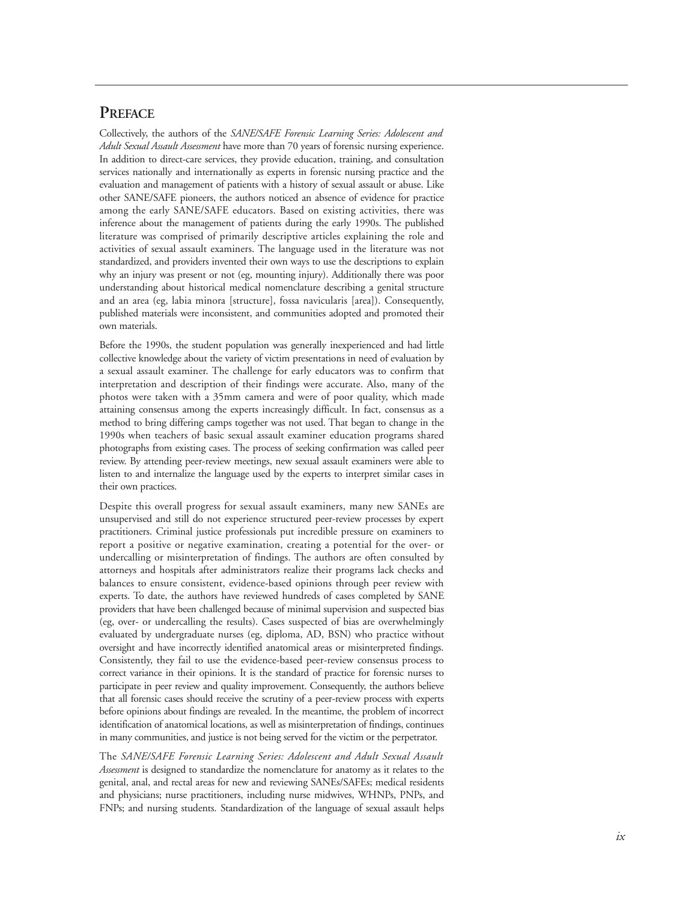## PREFACE

Collectively, the authors of the *SANE/SAFE Forensic Learning Series: Adolescent and Adult Sexual Assault Assessment* have more than 70 years of forensic nursing experience. In addition to direct-care services, they provide education, training, and consultation services nationally and internationally as experts in forensic nursing practice and the evaluation and management of patients with a history of sexual assault or abuse. Like other SANE/SAFE pioneers, the authors noticed an absence of evidence for practice among the early SANE/SAFE educators. Based on existing activities, there was inference about the management of patients during the early 1990s. The published literature was comprised of primarily descriptive articles explaining the role and activities of sexual assault examiners. The language used in the literature was not standardized, and providers invented their own ways to use the descriptions to explain why an injury was present or not (eg, mounting injury). Additionally there was poor understanding about historical medical nomenclature describing a genital structure and an area (eg, labia minora [structure], fossa navicularis [area]). Consequently, published materials were inconsistent, and communities adopted and promoted their own materials.

Before the 1990s, the student population was generally inexperienced and had little collective knowledge about the variety of victim presentations in need of evaluation by a sexual assault examiner. The challenge for early educators was to confirm that interpretation and description of their findings were accurate. Also, many of the photos were taken with a 35mm camera and were of poor quality, which made attaining consensus among the experts increasingly difficult. In fact, consensus as a method to bring differing camps together was not used. That began to change in the 1990s when teachers of basic sexual assault examiner education programs shared photographs from existing cases. The process of seeking confirmation was called peer review. By attending peer-review meetings, new sexual assault examiners were able to listen to and internalize the language used by the experts to interpret similar cases in their own practices.

Despite this overall progress for sexual assault examiners, many new SANEs are unsupervised and still do not experience structured peer-review processes by expert practitioners. Criminal justice professionals put incredible pressure on examiners to report a positive or negative examination, creating a potential for the over- or undercalling or misinterpretation of findings. The authors are often consulted by attorneys and hospitals after administrators realize their programs lack checks and balances to ensure consistent, evidence-based opinions through peer review with experts. To date, the authors have reviewed hundreds of cases completed by SANE providers that have been challenged because of minimal supervision and suspected bias (eg, over- or undercalling the results). Cases suspected of bias are overwhelmingly evaluated by undergraduate nurses (eg, diploma, AD, BSN) who practice without oversight and have incorrectly identified anatomical areas or misinterpreted findings. Consistently, they fail to use the evidence-based peer-review consensus process to correct variance in their opinions. It is the standard of practice for forensic nurses to participate in peer review and quality improvement. Consequently, the authors believe that all forensic cases should receive the scrutiny of a peer-review process with experts before opinions about findings are revealed. In the meantime, the problem of incorrect identification of anatomical locations, as well as misinterpretation of findings, continues in many communities, and justice is not being served for the victim or the perpetrator.

The *SANE/SAFE Forensic Learning Series: Adolescent and Adult Sexual Assault Assessment* is designed to standardize the nomenclature for anatomy as it relates to the genital, anal, and rectal areas for new and reviewing SANEs/SAFEs; medical residents and physicians; nurse practitioners, including nurse midwives, WHNPs, PNPs, and FNPs; and nursing students. Standardization of the language of sexual assault helps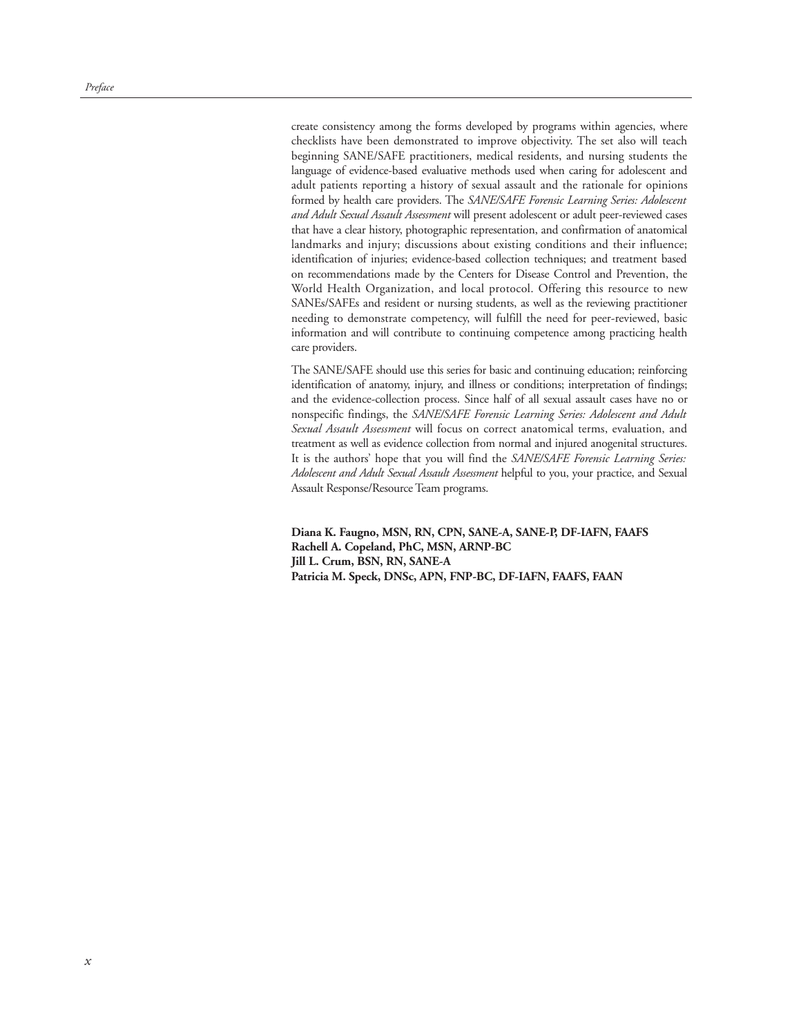create consistency among the forms developed by programs within agencies, where checklists have been demonstrated to improve objectivity. The set also will teach beginning SANE/SAFE practitioners, medical residents, and nursing students the language of evidence-based evaluative methods used when caring for adolescent and adult patients reporting a history of sexual assault and the rationale for opinions formed by health care providers. The *SANE/SAFE Forensic Learning Series: Adolescent and Adult Sexual Assault Assessment* will present adolescent or adult peer-reviewed cases that have a clear history, photographic representation, and confirmation of anatomical landmarks and injury; discussions about existing conditions and their influence; identification of injuries; evidence-based collection techniques; and treatment based on recommendations made by the Centers for Disease Control and Prevention, the World Health Organization, and local protocol. Offering this resource to new SANEs/SAFEs and resident or nursing students, as well as the reviewing practitioner needing to demonstrate competency, will fulfill the need for peer-reviewed, basic information and will contribute to continuing competence among practicing health care providers.

The SANE/SAFE should use this series for basic and continuing education; reinforcing identification of anatomy, injury, and illness or conditions; interpretation of findings; and the evidence-collection process. Since half of all sexual assault cases have no or nonspecific findings, the *SANE/SAFE Forensic Learning Series: Adolescent and Adult Sexual Assault Assessment* will focus on correct anatomical terms, evaluation, and treatment as well as evidence collection from normal and injured anogenital structures. It is the authors' hope that you will find the *SANE/SAFE Forensic Learning Series: Adolescent and Adult Sexual Assault Assessment* helpful to you, your practice, and Sexual Assault Response/Resource Team programs.

**Diana K. Faugno, MSN, RN, CPN, SANE-A, SANE-P, DF-IAFN, FAAFS**
**Rachell A. Copeland, PhC, MSN, ARNP-BC**
**Jill L. Crum, BSN, RN, SANE-A**
**Patricia M. Speck, DNSc, APN, FNP-BC, DF-IAFN, FAAFS, FAAN**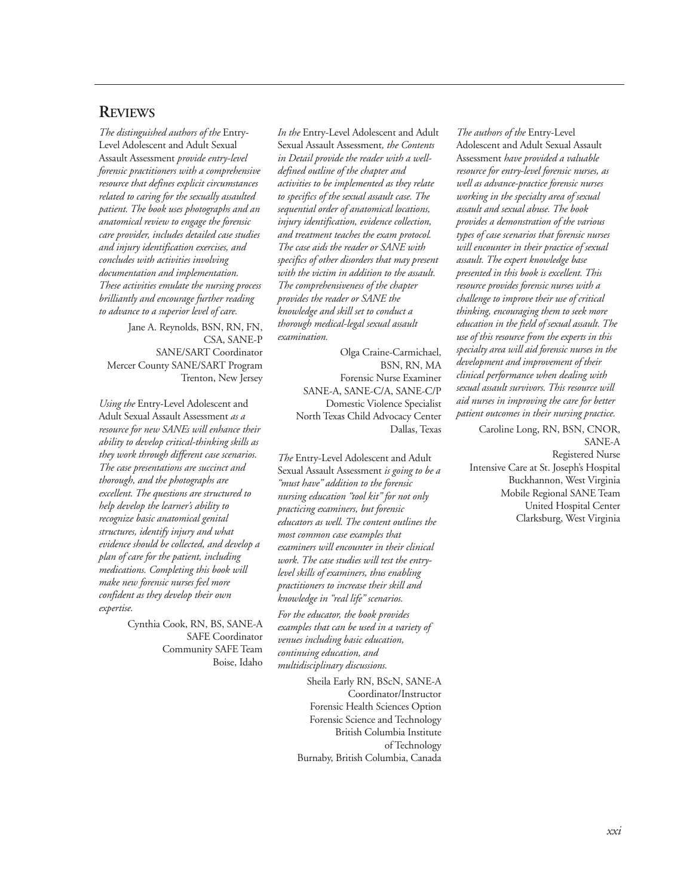## Reviews

*The distinguished authors of the* Entry-Level Adolescent and Adult Sexual Assault Assessment *provide entry-level forensic practitioners with a comprehensive resource that defines explicit circumstances related to caring for the sexually assaulted patient. The book uses photographs and an anatomical review to engage the forensic care provider, includes detailed case studies and injury identification exercises, and concludes with activities involving documentation and implementation. These activities emulate the nursing process brilliantly and encourage further reading to advance to a superior level of care.*

Jane A. Reynolds, BSN, RN, FN, CSA, SANE-P
SANE/SART Coordinator
Mercer County SANE/SART Program
Trenton, New Jersey

*Using the* Entry-Level Adolescent and Adult Sexual Assault Assessment *as a resource for new SANEs will enhance their ability to develop critical-thinking skills as they work through different case scenarios. The case presentations are succinct and thorough, and the photographs are excellent. The questions are structured to help develop the learner's ability to recognize basic anatomical genital structures, identify injury and what evidence should be collected, and develop a plan of care for the patient, including medications. Completing this book will make new forensic nurses feel more confident as they develop their own expertise.*

Cynthia Cook, RN, BS, SANE-A
SAFE Coordinator
Community SAFE Team
Boise, Idaho

*In the* Entry-Level Adolescent and Adult Sexual Assault Assessment*, the Contents in Detail provide the reader with a well-defined outline of the chapter and activities to be implemented as they relate to specifics of the sexual assault case. The sequential order of anatomical locations, injury identification, evidence collection, and treatment teaches the exam protocol. The case aids the reader or SANE with specifics of other disorders that may present with the victim in addition to the assault. The comprehensiveness of the chapter provides the reader or SANE the knowledge and skill set to conduct a thorough medical-legal sexual assault examination.*

Olga Craine-Carmichael, BSN, RN, MA
Forensic Nurse Examiner
SANE-A, SANE-C/A, SANE-C/P
Domestic Violence Specialist
North Texas Child Advocacy Center
Dallas, Texas

*The* Entry-Level Adolescent and Adult Sexual Assault Assessment *is going to be a "must have" addition to the forensic nursing education "tool kit" for not only practicing examiners, but forensic educators as well. The content outlines the most common case examples that examiners will encounter in their clinical work. The case studies will test the entry-level skills of examiners, thus enabling practitioners to increase their skill and knowledge in "real life" scenarios.*

*For the educator, the book provides examples that can be used in a variety of venues including basic education, continuing education, and multidisciplinary discussions.*

Sheila Early RN, BScN, SANE-A
Coordinator/Instructor
Forensic Health Sciences Option
Forensic Science and Technology
British Columbia Institute of Technology
Burnaby, British Columbia, Canada

*The authors of the* Entry-Level Adolescent and Adult Sexual Assault Assessment *have provided a valuable resource for entry-level forensic nurses, as well as advance-practice forensic nurses working in the specialty area of sexual assault and sexual abuse. The book provides a demonstration of the various types of case scenarios that forensic nurses will encounter in their practice of sexual assault. The expert knowledge base presented in this book is excellent. This resource provides forensic nurses with a challenge to improve their use of critical thinking, encouraging them to seek more education in the field of sexual assault. The use of this resource from the experts in this specialty area will aid forensic nurses in the development and improvement of their clinical performance when dealing with sexual assault survivors. This resource will aid nurses in improving the care for better patient outcomes in their nursing practice.*

Caroline Long, RN, BSN, CNOR, SANE-A
Registered Nurse
Intensive Care at St. Joseph's Hospital
Buckhannon, West Virginia
Mobile Regional SANE Team
United Hospital Center
Clarksburg, West Virginia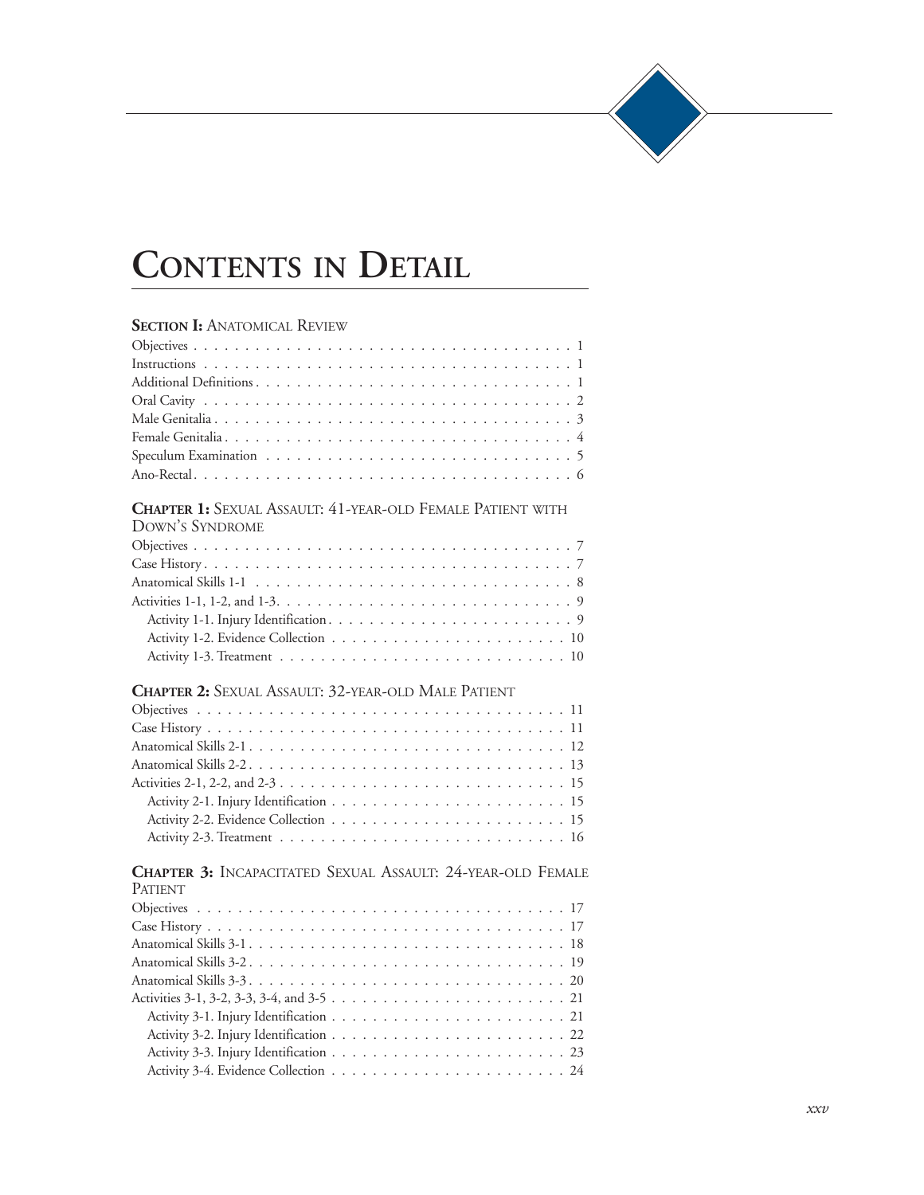# Contents in Detail

**Section I:** Anatomical Review

Objectives . . . . . . . . . . . . . . . . . . . . . . . . . . . . . . . . . . . . 1
Instructions . . . . . . . . . . . . . . . . . . . . . . . . . . . . . . . . . . . 1
Additional Definitions . . . . . . . . . . . . . . . . . . . . . . . . . . . . . 1
Oral Cavity . . . . . . . . . . . . . . . . . . . . . . . . . . . . . . . . . . . 2
Male Genitalia . . . . . . . . . . . . . . . . . . . . . . . . . . . . . . . . . 3
Female Genitalia . . . . . . . . . . . . . . . . . . . . . . . . . . . . . . . . 4
Speculum Examination . . . . . . . . . . . . . . . . . . . . . . . . . . . . 5
Ano-Rectal . . . . . . . . . . . . . . . . . . . . . . . . . . . . . . . . . . . 6

**Chapter 1:** Sexual Assault: 41-year-old Female Patient with Down's Syndrome

Objectives . . . . . . . . . . . . . . . . . . . . . . . . . . . . . . . . . . . . 7
Case History . . . . . . . . . . . . . . . . . . . . . . . . . . . . . . . . . . 7
Anatomical Skills 1-1 . . . . . . . . . . . . . . . . . . . . . . . . . . . . . 8
Activities 1-1, 1-2, and 1-3. . . . . . . . . . . . . . . . . . . . . . . . . . 9
- Activity 1-1. Injury Identification . . . . . . . . . . . . . . . . . . . . . . 9
- Activity 1-2. Evidence Collection . . . . . . . . . . . . . . . . . . . . . . 10
- Activity 1-3. Treatment . . . . . . . . . . . . . . . . . . . . . . . . . . . 10

**Chapter 2:** Sexual Assault: 32-year-old Male Patient

Objectives . . . . . . . . . . . . . . . . . . . . . . . . . . . . . . . . . . . . 11
Case History . . . . . . . . . . . . . . . . . . . . . . . . . . . . . . . . . . 11
Anatomical Skills 2-1 . . . . . . . . . . . . . . . . . . . . . . . . . . . . . 12
Anatomical Skills 2-2 . . . . . . . . . . . . . . . . . . . . . . . . . . . . . 13
Activities 2-1, 2-2, and 2-3 . . . . . . . . . . . . . . . . . . . . . . . . . . 15
- Activity 2-1. Injury Identification . . . . . . . . . . . . . . . . . . . . . . 15
- Activity 2-2. Evidence Collection . . . . . . . . . . . . . . . . . . . . . . 15
- Activity 2-3. Treatment . . . . . . . . . . . . . . . . . . . . . . . . . . . 16

**Chapter 3:** Incapacitated Sexual Assault: 24-year-old Female Patient

Objectives . . . . . . . . . . . . . . . . . . . . . . . . . . . . . . . . . . . . 17
Case History . . . . . . . . . . . . . . . . . . . . . . . . . . . . . . . . . . 17
Anatomical Skills 3-1 . . . . . . . . . . . . . . . . . . . . . . . . . . . . . 18
Anatomical Skills 3-2 . . . . . . . . . . . . . . . . . . . . . . . . . . . . . 19
Anatomical Skills 3-3 . . . . . . . . . . . . . . . . . . . . . . . . . . . . . 20
Activities 3-1, 3-2, 3-3, 3-4, and 3-5 . . . . . . . . . . . . . . . . . . . . . 21
- Activity 3-1. Injury Identification . . . . . . . . . . . . . . . . . . . . . . 21
- Activity 3-2. Injury Identification . . . . . . . . . . . . . . . . . . . . . . 22
- Activity 3-3. Injury Identification . . . . . . . . . . . . . . . . . . . . . . 23
- Activity 3-4. Evidence Collection . . . . . . . . . . . . . . . . . . . . . . 24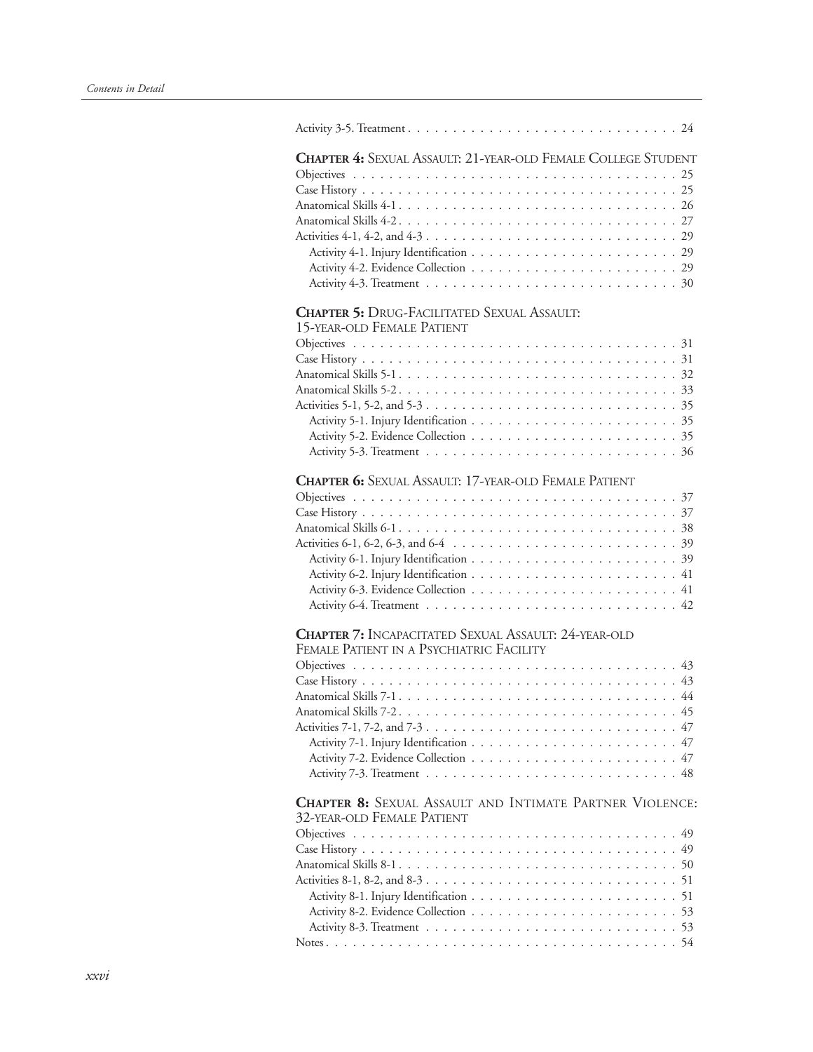Activity 3-5. Treatment . . . . . . . . . . . . . . . . . . . . . . . . . . . . . 24

**Chapter 4:** Sexual Assault: 21-year-old Female College Student

Objectives . . . . . . . . . . . . . . . . . . . . . . . . . . . . . . . . . . . 25
Case History . . . . . . . . . . . . . . . . . . . . . . . . . . . . . . . . . . 25
Anatomical Skills 4-1 . . . . . . . . . . . . . . . . . . . . . . . . . . . . . 26
Anatomical Skills 4-2 . . . . . . . . . . . . . . . . . . . . . . . . . . . . . 27
Activities 4-1, 4-2, and 4-3 . . . . . . . . . . . . . . . . . . . . . . . . . . 29
  Activity 4-1. Injury Identification . . . . . . . . . . . . . . . . . . . . . . 29
  Activity 4-2. Evidence Collection . . . . . . . . . . . . . . . . . . . . . . 29
  Activity 4-3. Treatment . . . . . . . . . . . . . . . . . . . . . . . . . . . 30

**Chapter 5:** Drug-Facilitated Sexual Assault: 15-year-old Female Patient

Objectives . . . . . . . . . . . . . . . . . . . . . . . . . . . . . . . . . . . 31
Case History . . . . . . . . . . . . . . . . . . . . . . . . . . . . . . . . . . 31
Anatomical Skills 5-1 . . . . . . . . . . . . . . . . . . . . . . . . . . . . . 32
Anatomical Skills 5-2 . . . . . . . . . . . . . . . . . . . . . . . . . . . . . 33
Activities 5-1, 5-2, and 5-3 . . . . . . . . . . . . . . . . . . . . . . . . . . 35
  Activity 5-1. Injury Identification . . . . . . . . . . . . . . . . . . . . . . 35
  Activity 5-2. Evidence Collection . . . . . . . . . . . . . . . . . . . . . . 35
  Activity 5-3. Treatment . . . . . . . . . . . . . . . . . . . . . . . . . . . 36

**Chapter 6:** Sexual Assault: 17-year-old Female Patient

Objectives . . . . . . . . . . . . . . . . . . . . . . . . . . . . . . . . . . . 37
Case History . . . . . . . . . . . . . . . . . . . . . . . . . . . . . . . . . . 37
Anatomical Skills 6-1 . . . . . . . . . . . . . . . . . . . . . . . . . . . . . 38
Activities 6-1, 6-2, 6-3, and 6-4 . . . . . . . . . . . . . . . . . . . . . . . 39
  Activity 6-1. Injury Identification . . . . . . . . . . . . . . . . . . . . . . 39
  Activity 6-2. Injury Identification . . . . . . . . . . . . . . . . . . . . . . 41
  Activity 6-3. Evidence Collection . . . . . . . . . . . . . . . . . . . . . . 41
  Activity 6-4. Treatment . . . . . . . . . . . . . . . . . . . . . . . . . . . 42

**Chapter 7:** Incapacitated Sexual Assault: 24-year-old Female Patient in a Psychiatric Facility

Objectives . . . . . . . . . . . . . . . . . . . . . . . . . . . . . . . . . . . 43
Case History . . . . . . . . . . . . . . . . . . . . . . . . . . . . . . . . . . 43
Anatomical Skills 7-1 . . . . . . . . . . . . . . . . . . . . . . . . . . . . . 44
Anatomical Skills 7-2 . . . . . . . . . . . . . . . . . . . . . . . . . . . . . 45
Activities 7-1, 7-2, and 7-3 . . . . . . . . . . . . . . . . . . . . . . . . . . 47
  Activity 7-1. Injury Identification . . . . . . . . . . . . . . . . . . . . . . 47
  Activity 7-2. Evidence Collection . . . . . . . . . . . . . . . . . . . . . . 47
  Activity 7-3. Treatment . . . . . . . . . . . . . . . . . . . . . . . . . . . 48

**Chapter 8:** Sexual Assault and Intimate Partner Violence: 32-year-old Female Patient

Objectives . . . . . . . . . . . . . . . . . . . . . . . . . . . . . . . . . . . 49
Case History . . . . . . . . . . . . . . . . . . . . . . . . . . . . . . . . . . 49
Anatomical Skills 8-1 . . . . . . . . . . . . . . . . . . . . . . . . . . . . . 50
Activities 8-1, 8-2, and 8-3 . . . . . . . . . . . . . . . . . . . . . . . . . . 51
  Activity 8-1. Injury Identification . . . . . . . . . . . . . . . . . . . . . . 51
  Activity 8-2. Evidence Collection . . . . . . . . . . . . . . . . . . . . . . 53
  Activity 8-3. Treatment . . . . . . . . . . . . . . . . . . . . . . . . . . . 53
Notes . . . . . . . . . . . . . . . . . . . . . . . . . . . . . . . . . . . . . . 54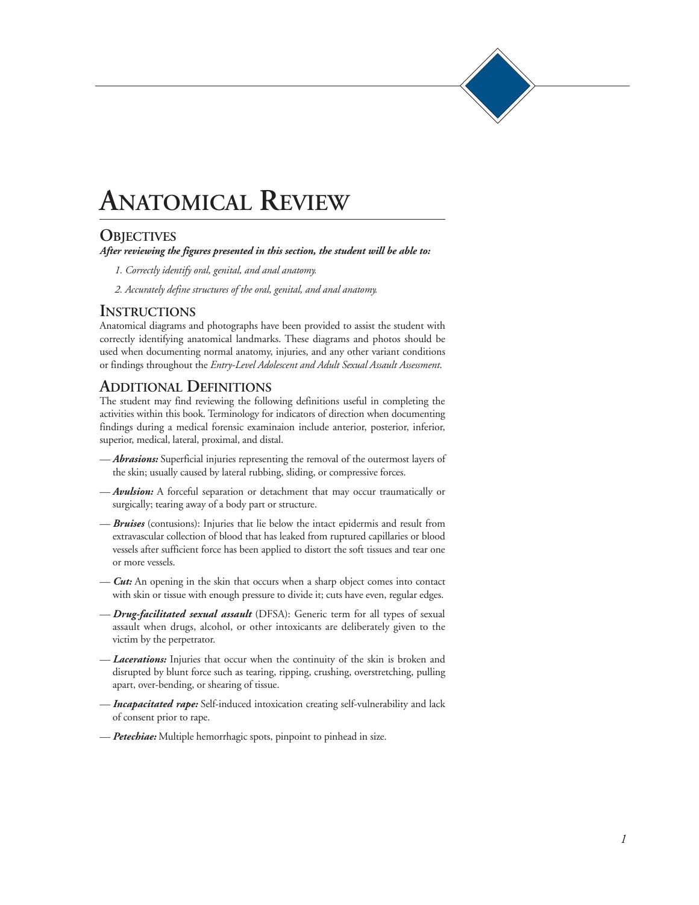# Anatomical Review

## Objectives

***After reviewing the figures presented in this section, the student will be able to:***

1. *Correctly identify oral, genital, and anal anatomy.*
2. *Accurately define structures of the oral, genital, and anal anatomy.*

## Instructions

Anatomical diagrams and photographs have been provided to assist the student with correctly identifying anatomical landmarks. These diagrams and photos should be used when documenting normal anatomy, injuries, and any other variant conditions or findings throughout the *Entry-Level Adolescent and Adult Sexual Assault Assessment.*

## Additional Definitions

The student may find reviewing the following definitions useful in completing the activities within this book. Terminology for indicators of direction when documenting findings during a medical forensic examinaion include anterior, posterior, inferior, superior, medical, lateral, proximal, and distal.

— ***Abrasions:*** Superficial injuries representing the removal of the outermost layers of the skin; usually caused by lateral rubbing, sliding, or compressive forces.

— ***Avulsion:*** A forceful separation or detachment that may occur traumatically or surgically; tearing away of a body part or structure.

— ***Bruises*** (contusions): Injuries that lie below the intact epidermis and result from extravascular collection of blood that has leaked from ruptured capillaries or blood vessels after sufficient force has been applied to distort the soft tissues and tear one or more vessels.

— ***Cut:*** An opening in the skin that occurs when a sharp object comes into contact with skin or tissue with enough pressure to divide it; cuts have even, regular edges.

— ***Drug-facilitated sexual assault*** (DFSA): Generic term for all types of sexual assault when drugs, alcohol, or other intoxicants are deliberately given to the victim by the perpetrator.

— ***Lacerations:*** Injuries that occur when the continuity of the skin is broken and disrupted by blunt force such as tearing, ripping, crushing, overstretching, pulling apart, over-bending, or shearing of tissue.

— ***Incapacitated rape:*** Self-induced intoxication creating self-vulnerability and lack of consent prior to rape.

— ***Petechiae:*** Multiple hemorrhagic spots, pinpoint to pinhead in size.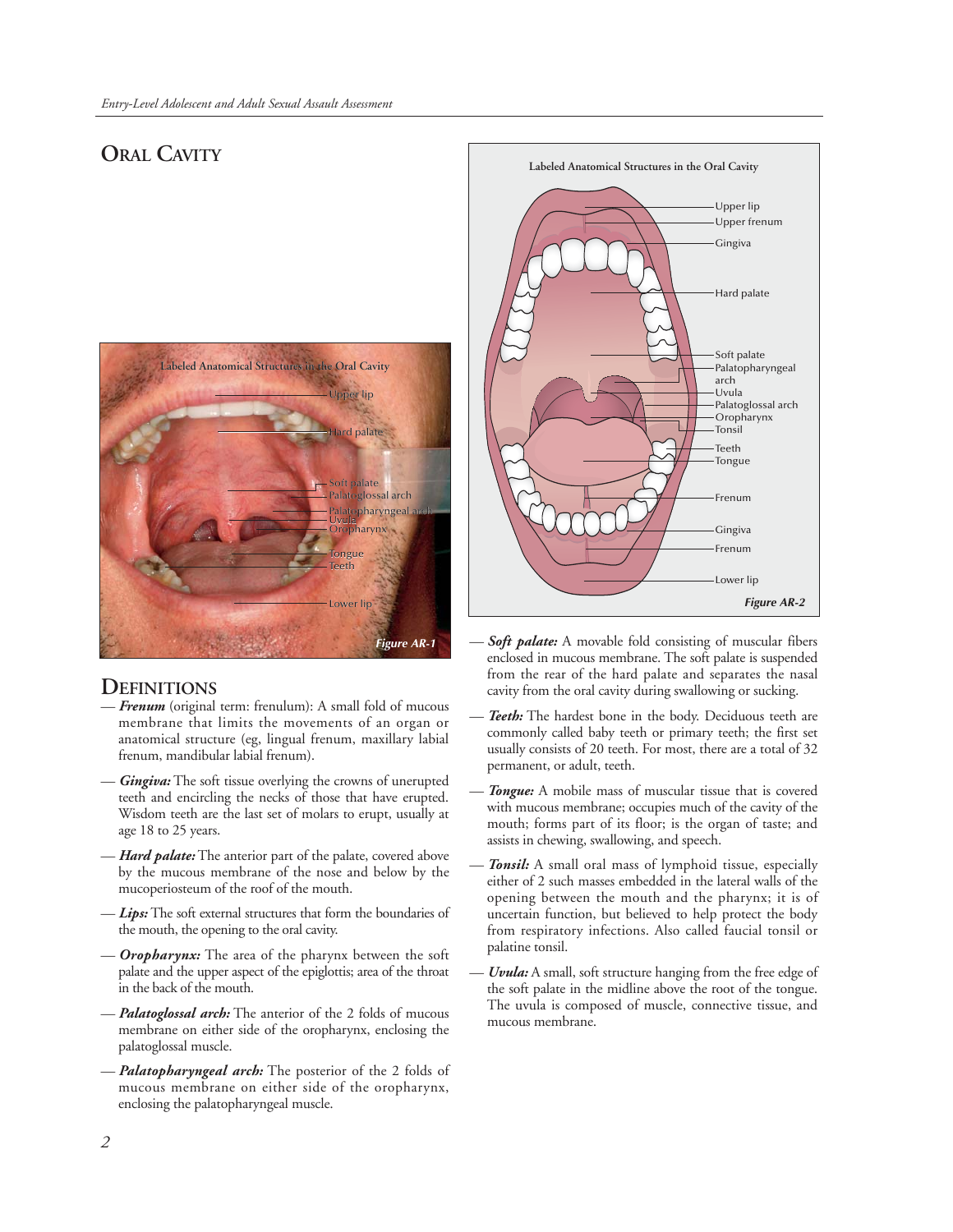# Oral Cavity

Labeled Anatomical Structures in the Oral Cavity

Upper lip
Hard palate
Soft palate
Palatoglossal arch
Palatopharyngeal arch
Uvula
Oropharynx
Tongue
Teeth
Lower lip

*Figure AR-1*

Labeled Anatomical Structures in the Oral Cavity

Upper lip
Upper frenum
Gingiva
Hard palate
Soft palate
Palatopharyngeal arch
Uvula
Palatoglossal arch
Oropharynx
Tonsil
Teeth
Tongue
Frenum
Gingiva
Frenum
Lower lip

*Figure AR-2*

## Definitions

— ***Frenum*** (original term: frenulum): A small fold of mucous membrane that limits the movements of an organ or anatomical structure (eg, lingual frenum, maxillary labial frenum, mandibular labial frenum).

— ***Gingiva:*** The soft tissue overlying the crowns of unerupted teeth and encircling the necks of those that have erupted. Wisdom teeth are the last set of molars to erupt, usually at age 18 to 25 years.

— ***Hard palate:*** The anterior part of the palate, covered above by the mucous membrane of the nose and below by the mucoperiosteum of the roof of the mouth.

— ***Lips:*** The soft external structures that form the boundaries of the mouth, the opening to the oral cavity.

— ***Oropharynx:*** The area of the pharynx between the soft palate and the upper aspect of the epiglottis; area of the throat in the back of the mouth.

— ***Palatoglossal arch:*** The anterior of the 2 folds of mucous membrane on either side of the oropharynx, enclosing the palatoglossal muscle.

— ***Palatopharyngeal arch:*** The posterior of the 2 folds of mucous membrane on either side of the oropharynx, enclosing the palatopharyngeal muscle.

— ***Soft palate:*** A movable fold consisting of muscular fibers enclosed in mucous membrane. The soft palate is suspended from the rear of the hard palate and separates the nasal cavity from the oral cavity during swallowing or sucking.

— ***Teeth:*** The hardest bone in the body. Deciduous teeth are commonly called baby teeth or primary teeth; the first set usually consists of 20 teeth. For most, there are a total of 32 permanent, or adult, teeth.

— ***Tongue:*** A mobile mass of muscular tissue that is covered with mucous membrane; occupies much of the cavity of the mouth; forms part of its floor; is the organ of taste; and assists in chewing, swallowing, and speech.

— ***Tonsil:*** A small oral mass of lymphoid tissue, especially either of 2 such masses embedded in the lateral walls of the opening between the mouth and the pharynx; it is of uncertain function, but believed to help protect the body from respiratory infections. Also called faucial tonsil or palatine tonsil.

— ***Uvula:*** A small, soft structure hanging from the free edge of the soft palate in the midline above the root of the tongue. The uvula is composed of muscle, connective tissue, and mucous membrane.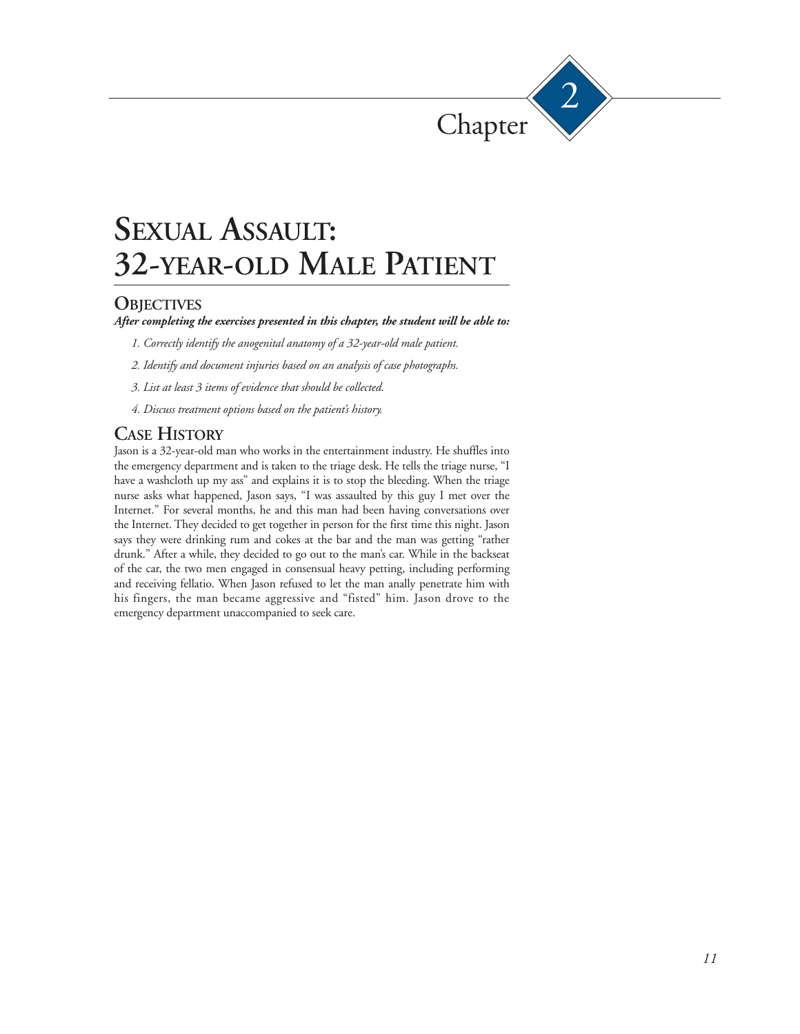# Chapter 2

# Sexual Assault: 32-year-old Male Patient

## Objectives

***After completing the exercises presented in this chapter, the student will be able to:***

1. *Correctly identify the anogenital anatomy of a 32-year-old male patient.*
2. *Identify and document injuries based on an analysis of case photographs.*
3. *List at least 3 items of evidence that should be collected.*
4. *Discuss treatment options based on the patient's history.*

## Case History

Jason is a 32-year-old man who works in the entertainment industry. He shuffles into the emergency department and is taken to the triage desk. He tells the triage nurse, "I have a washcloth up my ass" and explains it is to stop the bleeding. When the triage nurse asks what happened, Jason says, "I was assaulted by this guy I met over the Internet." For several months, he and this man had been having conversations over the Internet. They decided to get together in person for the first time this night. Jason says they were drinking rum and cokes at the bar and the man was getting "rather drunk." After a while, they decided to go out to the man's car. While in the backseat of the car, the two men engaged in consensual heavy petting, including performing and receiving fellatio. When Jason refused to let the man anally penetrate him with his fingers, the man became aggressive and "fisted" him. Jason drove to the emergency department unaccompanied to seek care.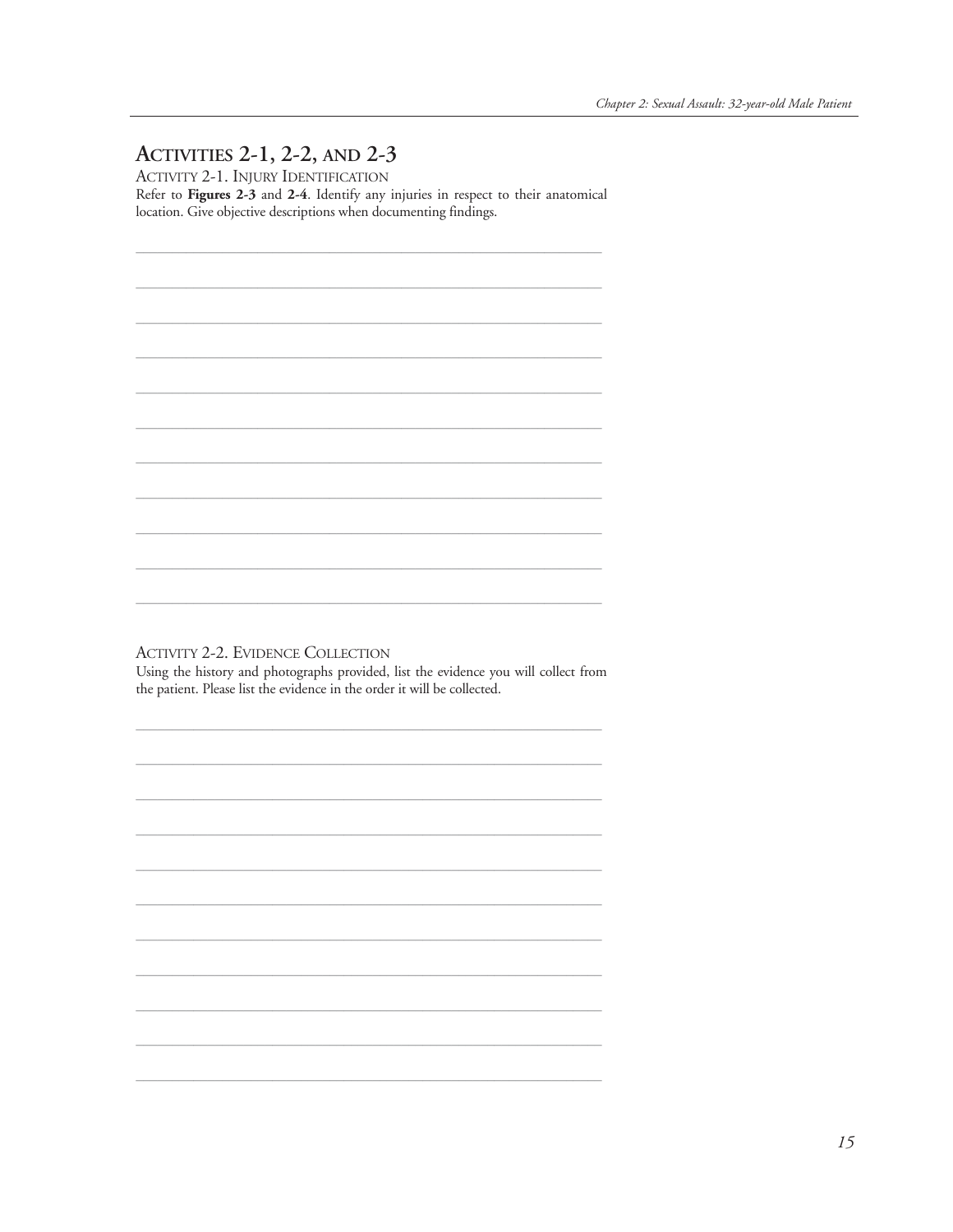## Activities 2-1, 2-2, and 2-3

### Activity 2-1. Injury Identification

Refer to **Figures 2-3** and **2-4**. Identify any injuries in respect to their anatomical location. Give objective descriptions when documenting findings.

### Activity 2-2. Evidence Collection

Using the history and photographs provided, list the evidence you will collect from the patient. Please list the evidence in the order it will be collected.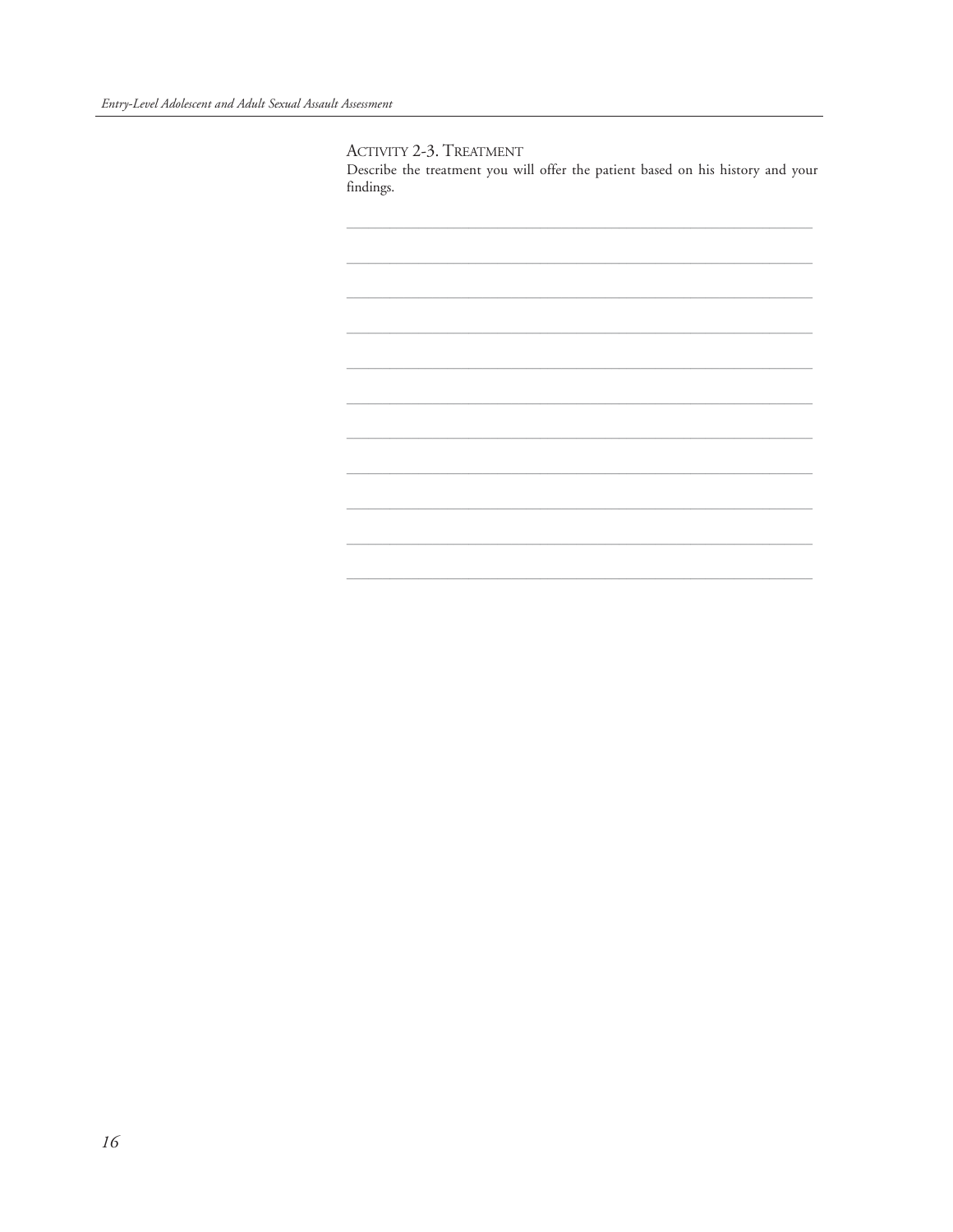### Activity 2-3. Treatment

Describe the treatment you will offer the patient based on his history and your findings.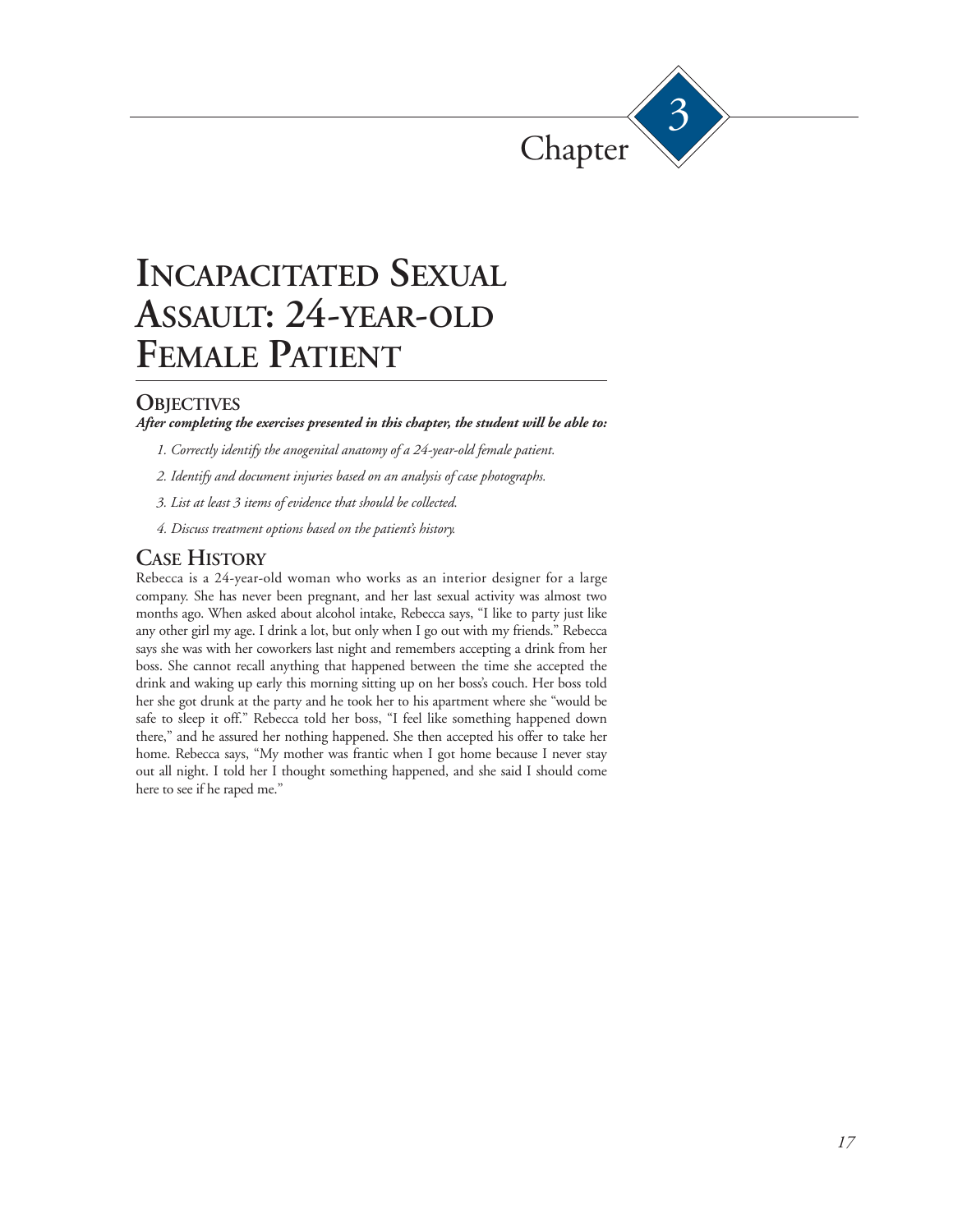Chapter 3

# Incapacitated Sexual Assault: 24-year-old Female Patient

## Objectives

***After completing the exercises presented in this chapter, the student will be able to:***

1. *Correctly identify the anogenital anatomy of a 24-year-old female patient.*
2. *Identify and document injuries based on an analysis of case photographs.*
3. *List at least 3 items of evidence that should be collected.*
4. *Discuss treatment options based on the patient's history.*

## Case History

Rebecca is a 24-year-old woman who works as an interior designer for a large company. She has never been pregnant, and her last sexual activity was almost two months ago. When asked about alcohol intake, Rebecca says, "I like to party just like any other girl my age. I drink a lot, but only when I go out with my friends." Rebecca says she was with her coworkers last night and remembers accepting a drink from her boss. She cannot recall anything that happened between the time she accepted the drink and waking up early this morning sitting up on her boss's couch. Her boss told her she got drunk at the party and he took her to his apartment where she "would be safe to sleep it off." Rebecca told her boss, "I feel like something happened down there," and he assured her nothing happened. She then accepted his offer to take her home. Rebecca says, "My mother was frantic when I got home because I never stay out all night. I told her I thought something happened, and she said I should come here to see if he raped me."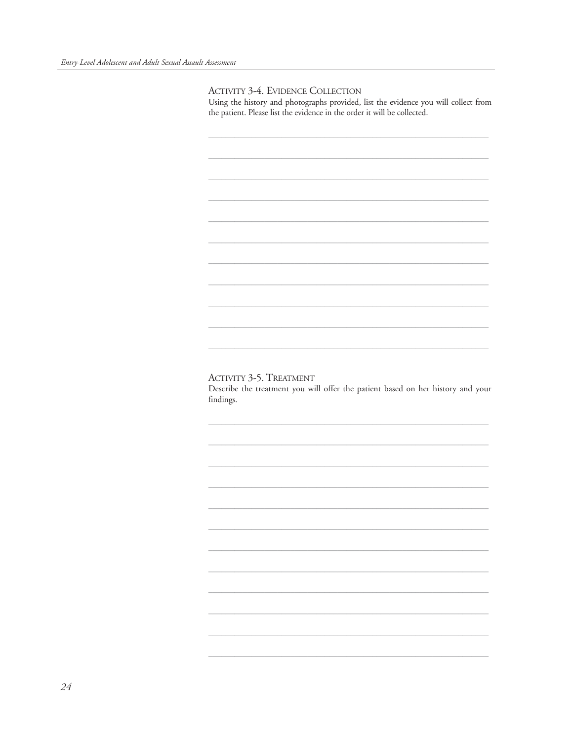### Activity 3-4. Evidence Collection

Using the history and photographs provided, list the evidence you will collect from the patient. Please list the evidence in the order it will be collected.

### Activity 3-5. Treatment

Describe the treatment you will offer the patient based on her history and your findings.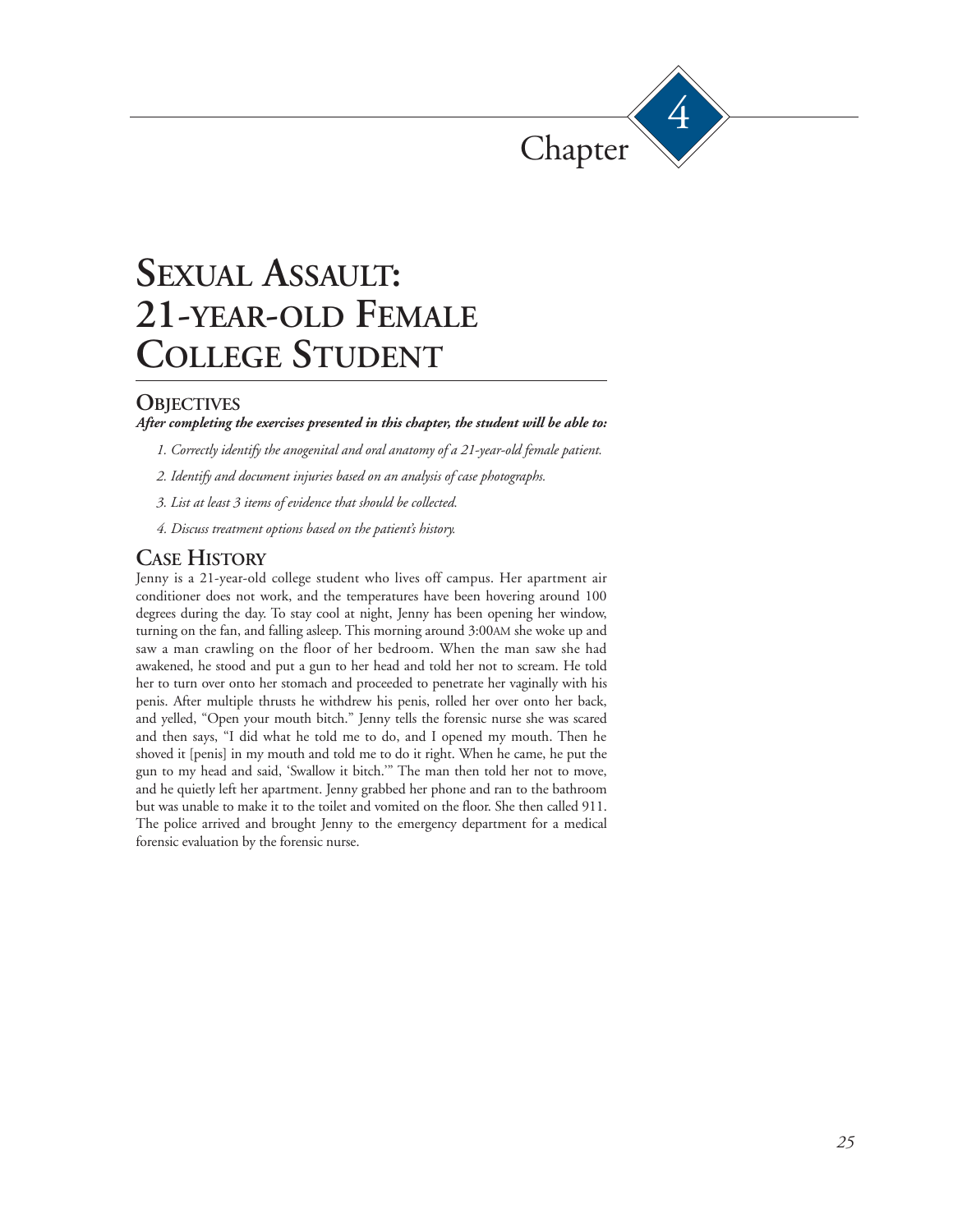# Chapter 4

# Sexual Assault: 21-year-old Female College Student

## Objectives

***After completing the exercises presented in this chapter, the student will be able to:***

1. *Correctly identify the anogenital and oral anatomy of a 21-year-old female patient.*
2. *Identify and document injuries based on an analysis of case photographs.*
3. *List at least 3 items of evidence that should be collected.*
4. *Discuss treatment options based on the patient's history.*

## Case History

Jenny is a 21-year-old college student who lives off campus. Her apartment air conditioner does not work, and the temperatures have been hovering around 100 degrees during the day. To stay cool at night, Jenny has been opening her window, turning on the fan, and falling asleep. This morning around 3:00AM she woke up and saw a man crawling on the floor of her bedroom. When the man saw she had awakened, he stood and put a gun to her head and told her not to scream. He told her to turn over onto her stomach and proceeded to penetrate her vaginally with his penis. After multiple thrusts he withdrew his penis, rolled her over onto her back, and yelled, "Open your mouth bitch." Jenny tells the forensic nurse she was scared and then says, "I did what he told me to do, and I opened my mouth. Then he shoved it [penis] in my mouth and told me to do it right. When he came, he put the gun to my head and said, 'Swallow it bitch.'" The man then told her not to move, and he quietly left her apartment. Jenny grabbed her phone and ran to the bathroom but was unable to make it to the toilet and vomited on the floor. She then called 911. The police arrived and brought Jenny to the emergency department for a medical forensic evaluation by the forensic nurse.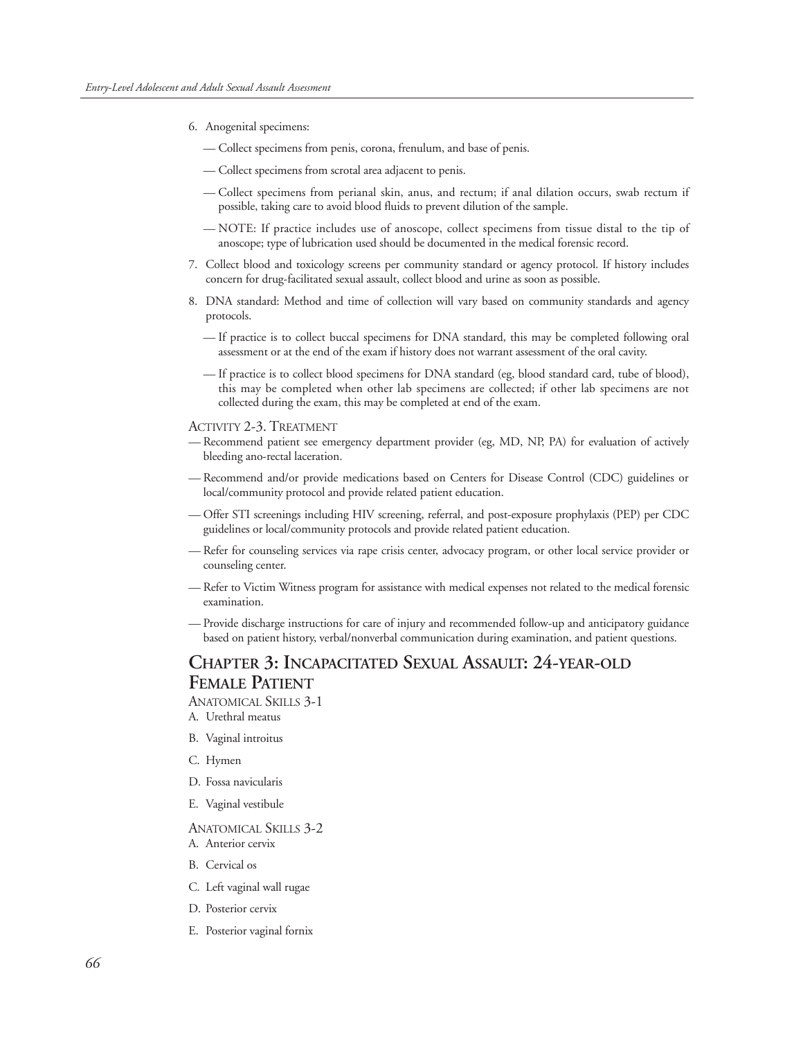6. Anogenital specimens:

   — Collect specimens from penis, corona, frenulum, and base of penis.

   — Collect specimens from scrotal area adjacent to penis.

   — Collect specimens from perianal skin, anus, and rectum; if anal dilation occurs, swab rectum if possible, taking care to avoid blood fluids to prevent dilution of the sample.

   — NOTE: If practice includes use of anoscope, collect specimens from tissue distal to the tip of anoscope; type of lubrication used should be documented in the medical forensic record.

7. Collect blood and toxicology screens per community standard or agency protocol. If history includes concern for drug-facilitated sexual assault, collect blood and urine as soon as possible.

8. DNA standard: Method and time of collection will vary based on community standards and agency protocols.

   — If practice is to collect buccal specimens for DNA standard, this may be completed following oral assessment or at the end of the exam if history does not warrant assessment of the oral cavity.

   — If practice is to collect blood specimens for DNA standard (eg, blood standard card, tube of blood), this may be completed when other lab specimens are collected; if other lab specimens are not collected during the exam, this may be completed at end of the exam.

Activity 2-3. Treatment

— Recommend patient see emergency department provider (eg, MD, NP, PA) for evaluation of actively bleeding ano-rectal laceration.

— Recommend and/or provide medications based on Centers for Disease Control (CDC) guidelines or local/community protocol and provide related patient education.

— Offer STI screenings including HIV screening, referral, and post-exposure prophylaxis (PEP) per CDC guidelines or local/community protocols and provide related patient education.

— Refer for counseling services via rape crisis center, advocacy program, or other local service provider or counseling center.

— Refer to Victim Witness program for assistance with medical expenses not related to the medical forensic examination.

— Provide discharge instructions for care of injury and recommended follow-up and anticipatory guidance based on patient history, verbal/nonverbal communication during examination, and patient questions.

## Chapter 3: Incapacitated Sexual Assault: 24-year-old Female Patient

Anatomical Skills 3-1

A. Urethral meatus

B. Vaginal introitus

C. Hymen

D. Fossa navicularis

E. Vaginal vestibule

Anatomical Skills 3-2

A. Anterior cervix

B. Cervical os

C. Left vaginal wall rugae

D. Posterior cervix

E. Posterior vaginal fornix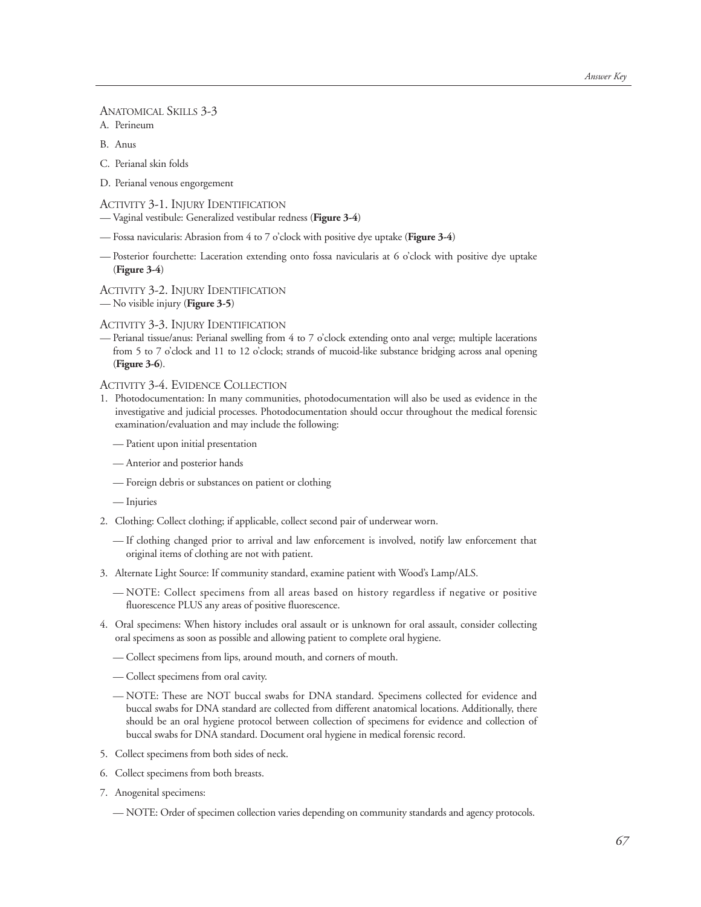### Anatomical Skills 3-3

A. Perineum

B. Anus

C. Perianal skin folds

D. Perianal venous engorgement

### Activity 3-1. Injury Identification

— Vaginal vestibule: Generalized vestibular redness (**Figure 3-4**)

— Fossa navicularis: Abrasion from 4 to 7 o'clock with positive dye uptake (**Figure 3-4**)

— Posterior fourchette: Laceration extending onto fossa navicularis at 6 o'clock with positive dye uptake (**Figure 3-4**)

### Activity 3-2. Injury Identification

— No visible injury (**Figure 3-5**)

### Activity 3-3. Injury Identification

— Perianal tissue/anus: Perianal swelling from 4 to 7 o'clock extending onto anal verge; multiple lacerations from 5 to 7 o'clock and 11 to 12 o'clock; strands of mucoid-like substance bridging across anal opening (**Figure 3-6**).

### Activity 3-4. Evidence Collection

1. Photodocumentation: In many communities, photodocumentation will also be used as evidence in the investigative and judicial processes. Photodocumentation should occur throughout the medical forensic examination/evaluation and may include the following:

   — Patient upon initial presentation

   — Anterior and posterior hands

   — Foreign debris or substances on patient or clothing

   — Injuries

2. Clothing: Collect clothing; if applicable, collect second pair of underwear worn.

   — If clothing changed prior to arrival and law enforcement is involved, notify law enforcement that original items of clothing are not with patient.

3. Alternate Light Source: If community standard, examine patient with Wood's Lamp/ALS.

   — NOTE: Collect specimens from all areas based on history regardless if negative or positive fluorescence PLUS any areas of positive fluorescence.

4. Oral specimens: When history includes oral assault or is unknown for oral assault, consider collecting oral specimens as soon as possible and allowing patient to complete oral hygiene.

   — Collect specimens from lips, around mouth, and corners of mouth.

   — Collect specimens from oral cavity.

   — NOTE: These are NOT buccal swabs for DNA standard. Specimens collected for evidence and buccal swabs for DNA standard are collected from different anatomical locations. Additionally, there should be an oral hygiene protocol between collection of specimens for evidence and collection of buccal swabs for DNA standard. Document oral hygiene in medical forensic record.

5. Collect specimens from both sides of neck.

6. Collect specimens from both breasts.

7. Anogenital specimens:

   — NOTE: Order of specimen collection varies depending on community standards and agency protocols.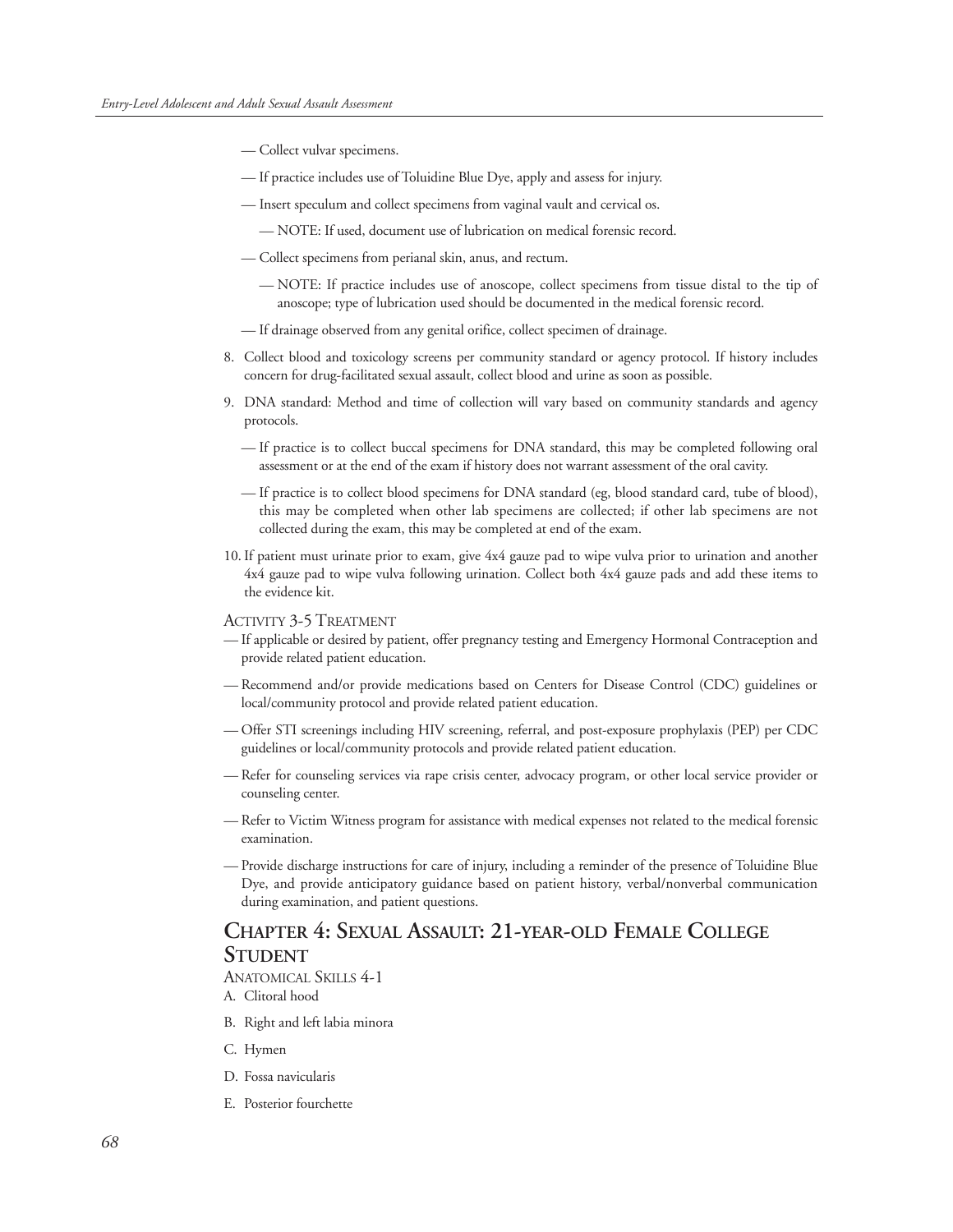— Collect vulvar specimens.

— If practice includes use of Toluidine Blue Dye, apply and assess for injury.

— Insert speculum and collect specimens from vaginal vault and cervical os.

  — NOTE: If used, document use of lubrication on medical forensic record.

— Collect specimens from perianal skin, anus, and rectum.

  — NOTE: If practice includes use of anoscope, collect specimens from tissue distal to the tip of anoscope; type of lubrication used should be documented in the medical forensic record.

— If drainage observed from any genital orifice, collect specimen of drainage.

8. Collect blood and toxicology screens per community standard or agency protocol. If history includes concern for drug-facilitated sexual assault, collect blood and urine as soon as possible.

9. DNA standard: Method and time of collection will vary based on community standards and agency protocols.

   — If practice is to collect buccal specimens for DNA standard, this may be completed following oral assessment or at the end of the exam if history does not warrant assessment of the oral cavity.

   — If practice is to collect blood specimens for DNA standard (eg, blood standard card, tube of blood), this may be completed when other lab specimens are collected; if other lab specimens are not collected during the exam, this may be completed at end of the exam.

10. If patient must urinate prior to exam, give 4x4 gauze pad to wipe vulva prior to urination and another 4x4 gauze pad to wipe vulva following urination. Collect both 4x4 gauze pads and add these items to the evidence kit.

ACTIVITY 3-5 TREATMENT

— If applicable or desired by patient, offer pregnancy testing and Emergency Hormonal Contraception and provide related patient education.

— Recommend and/or provide medications based on Centers for Disease Control (CDC) guidelines or local/community protocol and provide related patient education.

— Offer STI screenings including HIV screening, referral, and post-exposure prophylaxis (PEP) per CDC guidelines or local/community protocols and provide related patient education.

— Refer for counseling services via rape crisis center, advocacy program, or other local service provider or counseling center.

— Refer to Victim Witness program for assistance with medical expenses not related to the medical forensic examination.

— Provide discharge instructions for care of injury, including a reminder of the presence of Toluidine Blue Dye, and provide anticipatory guidance based on patient history, verbal/nonverbal communication during examination, and patient questions.

## CHAPTER 4: SEXUAL ASSAULT: 21-YEAR-OLD FEMALE COLLEGE STUDENT

ANATOMICAL SKILLS 4-1

A. Clitoral hood

B. Right and left labia minora

C. Hymen

D. Fossa navicularis

E. Posterior fourchette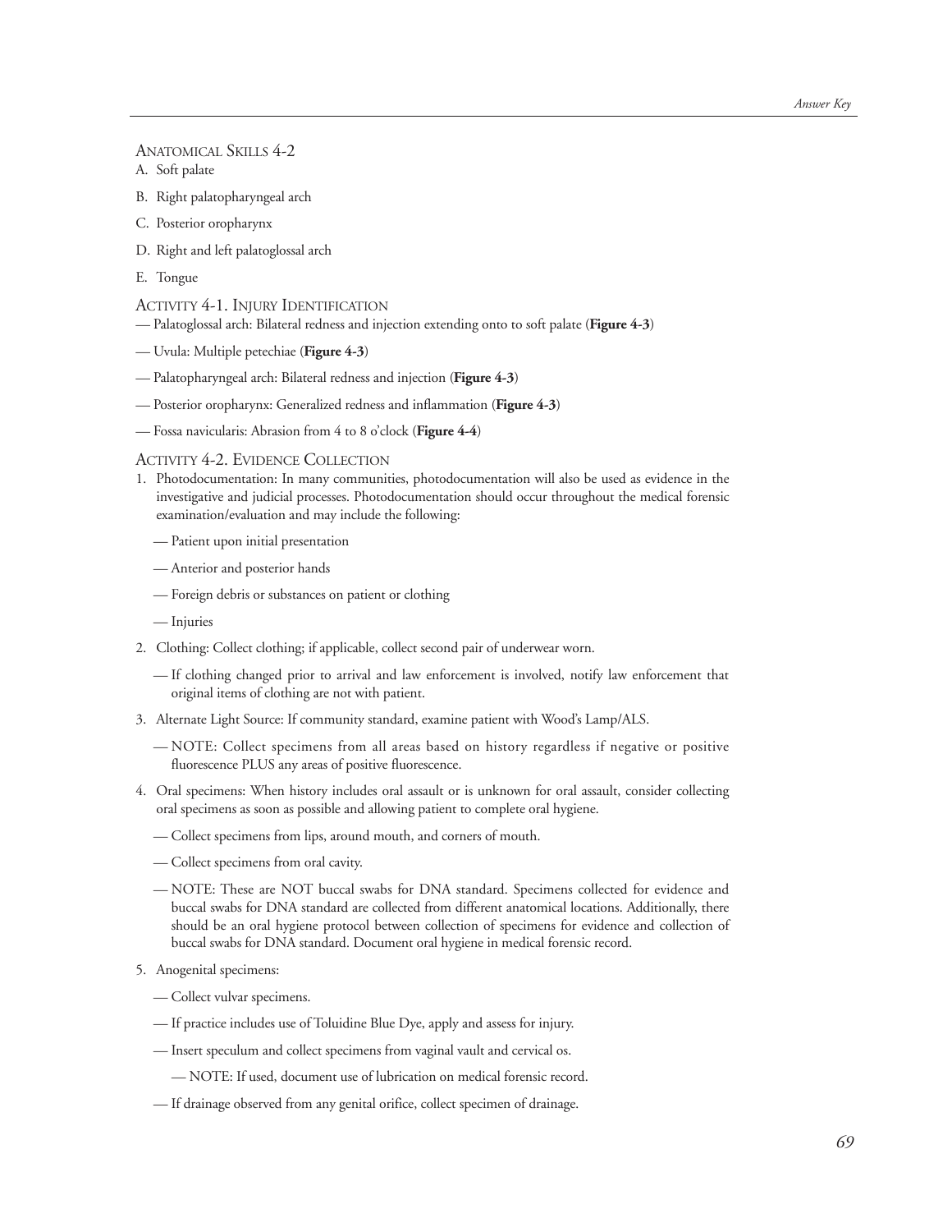## Anatomical Skills 4-2

A. Soft palate

B. Right palatopharyngeal arch

C. Posterior oropharynx

D. Right and left palatoglossal arch

E. Tongue

## Activity 4-1. Injury Identification

— Palatoglossal arch: Bilateral redness and injection extending onto to soft palate (**Figure 4-3**)

— Uvula: Multiple petechiae (**Figure 4-3**)

— Palatopharyngeal arch: Bilateral redness and injection (**Figure 4-3**)

— Posterior oropharynx: Generalized redness and inflammation (**Figure 4-3**)

— Fossa navicularis: Abrasion from 4 to 8 o'clock (**Figure 4-4**)

## Activity 4-2. Evidence Collection

1. Photodocumentation: In many communities, photodocumentation will also be used as evidence in the investigative and judicial processes. Photodocumentation should occur throughout the medical forensic examination/evaluation and may include the following:

   — Patient upon initial presentation

   — Anterior and posterior hands

   — Foreign debris or substances on patient or clothing

   — Injuries

2. Clothing: Collect clothing; if applicable, collect second pair of underwear worn.

   — If clothing changed prior to arrival and law enforcement is involved, notify law enforcement that original items of clothing are not with patient.

3. Alternate Light Source: If community standard, examine patient with Wood's Lamp/ALS.

   — NOTE: Collect specimens from all areas based on history regardless if negative or positive fluorescence PLUS any areas of positive fluorescence.

4. Oral specimens: When history includes oral assault or is unknown for oral assault, consider collecting oral specimens as soon as possible and allowing patient to complete oral hygiene.

   — Collect specimens from lips, around mouth, and corners of mouth.

   — Collect specimens from oral cavity.

   — NOTE: These are NOT buccal swabs for DNA standard. Specimens collected for evidence and buccal swabs for DNA standard are collected from different anatomical locations. Additionally, there should be an oral hygiene protocol between collection of specimens for evidence and collection of buccal swabs for DNA standard. Document oral hygiene in medical forensic record.

5. Anogenital specimens:

   — Collect vulvar specimens.

   — If practice includes use of Toluidine Blue Dye, apply and assess for injury.

   — Insert speculum and collect specimens from vaginal vault and cervical os.

      — NOTE: If used, document use of lubrication on medical forensic record.

   — If drainage observed from any genital orifice, collect specimen of drainage.